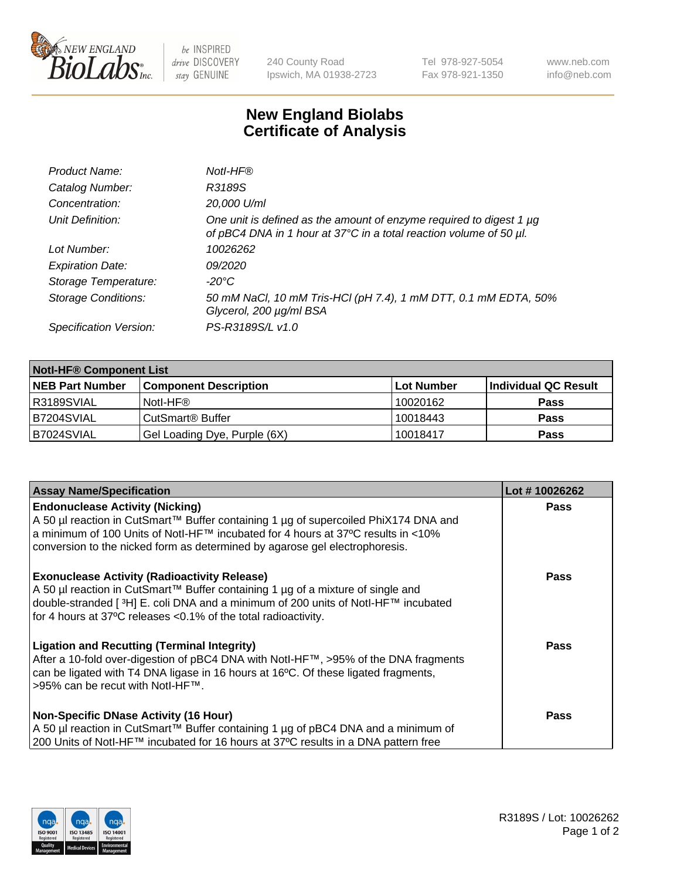# New England Biolabs
# Certificate of Analysis

| | |
|---|---|
| *Product Name:* | *NotI-HF®* |
| *Catalog Number:* | *R3189S* |
| *Concentration:* | *20,000 U/ml* |
| *Unit Definition:* | *One unit is defined as the amount of enzyme required to digest 1 µg of pBC4 DNA in 1 hour at 37°C in a total reaction volume of 50 µl.* |
| *Lot Number:* | *10026262* |
| *Expiration Date:* | *09/2020* |
| *Storage Temperature:* | *-20°C* |
| *Storage Conditions:* | *50 mM NaCl, 10 mM Tris-HCl (pH 7.4), 1 mM DTT, 0.1 mM EDTA, 50% Glycerol, 200 µg/ml BSA* |
| *Specification Version:* | *PS-R3189S/L v1.0* |

| **NotI-HF® Component List** | | | |
|---|---|---|---|
| **NEB Part Number** | **Component Description** | **Lot Number** | **Individual QC Result** |
| R3189SVIAL | NotI-HF® | 10020162 | **Pass** |
| B7204SVIAL | CutSmart® Buffer | 10018443 | **Pass** |
| B7024SVIAL | Gel Loading Dye, Purple (6X) | 10018417 | **Pass** |

| **Assay Name/Specification** | **Lot # 10026262** |
|---|---|
| **Endonuclease Activity (Nicking)**<br>A 50 µl reaction in CutSmart™ Buffer containing 1 µg of supercoiled PhiX174 DNA and a minimum of 100 Units of NotI-HF™ incubated for 4 hours at 37ºC results in <10% conversion to the nicked form as determined by agarose gel electrophoresis. | **Pass** |
| **Exonuclease Activity (Radioactivity Release)**<br>A 50 µl reaction in CutSmart™ Buffer containing 1 µg of a mixture of single and double-stranded [ $^3$H] E. coli DNA and a minimum of 200 units of NotI-HF™ incubated for 4 hours at 37ºC releases <0.1% of the total radioactivity. | **Pass** |
| **Ligation and Recutting (Terminal Integrity)**<br>After a 10-fold over-digestion of pBC4 DNA with NotI-HF™, >95% of the DNA fragments can be ligated with T4 DNA ligase in 16 hours at 16ºC. Of these ligated fragments, >95% can be recut with NotI-HF™. | **Pass** |
| **Non-Specific DNase Activity (16 Hour)**<br>A 50 µl reaction in CutSmart™ Buffer containing 1 µg of pBC4 DNA and a minimum of 200 Units of NotI-HF™ incubated for 16 hours at 37ºC results in a DNA pattern free | **Pass** |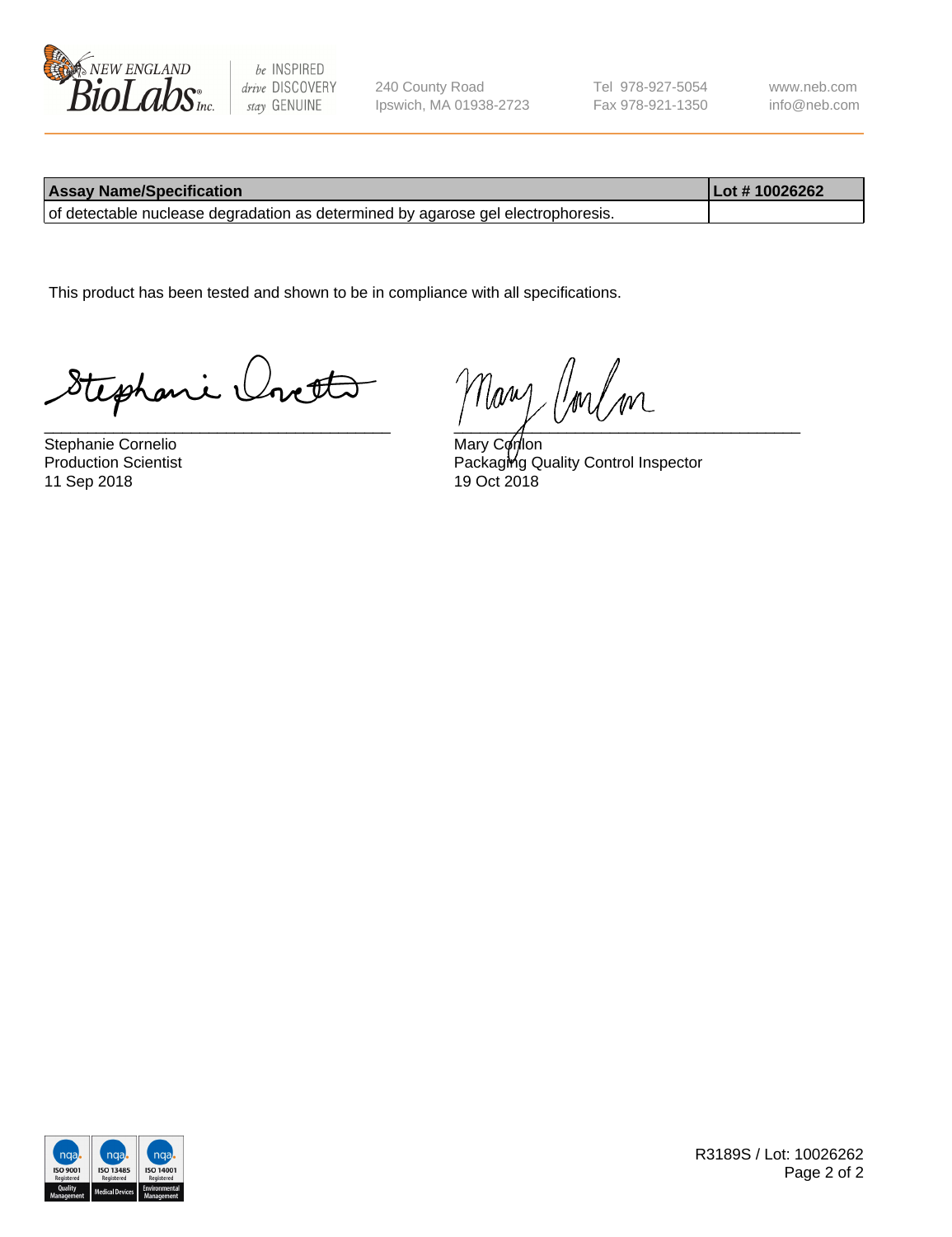| Assay Name/Specification | Lot # 10026262 |
|---|---|
| of detectable nuclease degradation as determined by agarose gel electrophoresis. | |

This product has been tested and shown to be in compliance with all specifications.

Stephanie Cornelio
Production Scientist
11 Sep 2018

Mary Conlon
Packaging Quality Control Inspector
19 Oct 2018

R3189S / Lot: 10026262